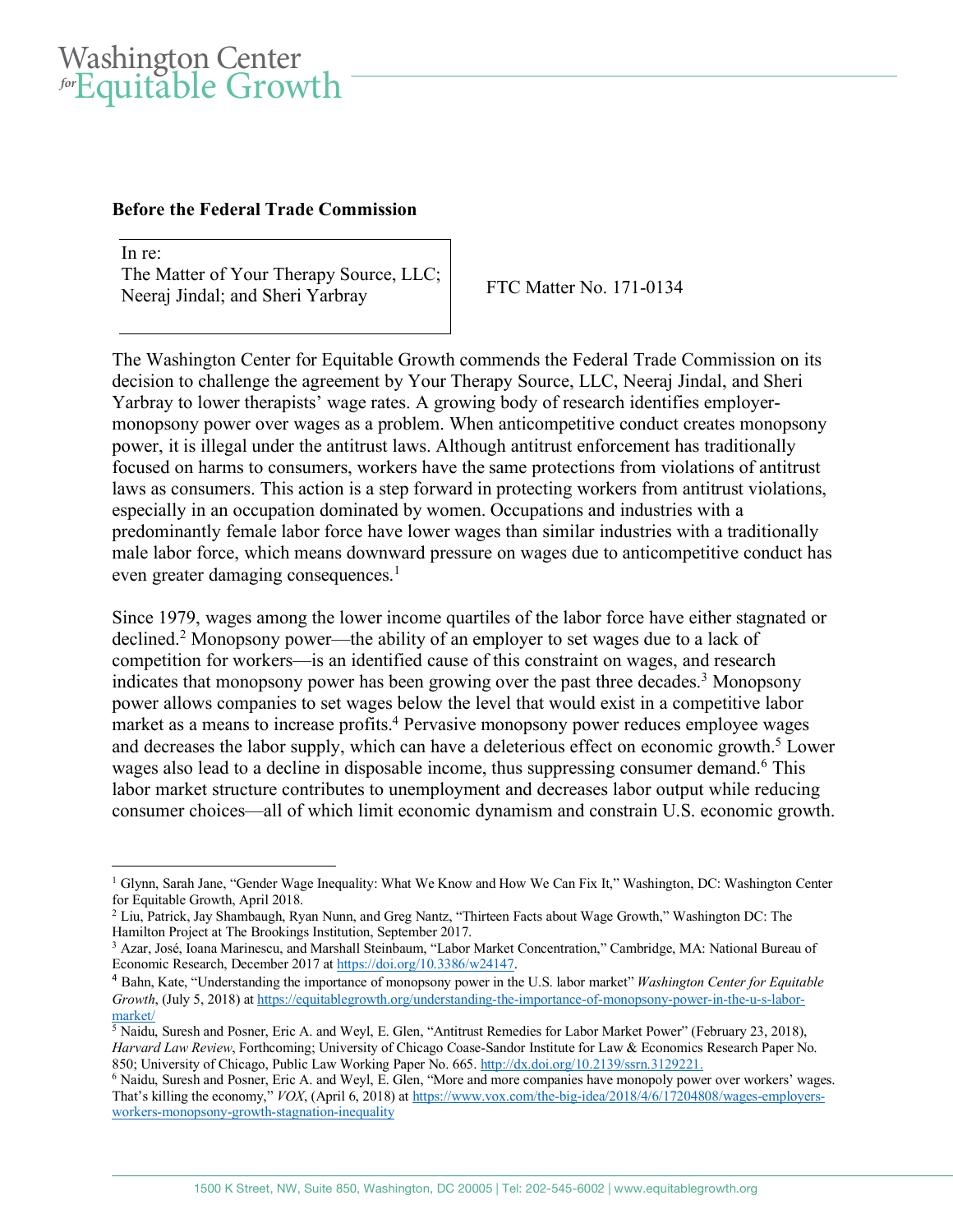Washington Center for Equitable Growth

**Before the Federal Trade Commission**

In re:
The Matter of Your Therapy Source, LLC; Neeraj Jindal; and Sheri Yarbray

FTC Matter No. 171-0134

The Washington Center for Equitable Growth commends the Federal Trade Commission on its decision to challenge the agreement by Your Therapy Source, LLC, Neeraj Jindal, and Sheri Yarbray to lower therapists' wage rates. A growing body of research identifies employer-monopsony power over wages as a problem. When anticompetitive conduct creates monopsony power, it is illegal under the antitrust laws. Although antitrust enforcement has traditionally focused on harms to consumers, workers have the same protections from violations of antitrust laws as consumers. This action is a step forward in protecting workers from antitrust violations, especially in an occupation dominated by women. Occupations and industries with a predominantly female labor force have lower wages than similar industries with a traditionally male labor force, which means downward pressure on wages due to anticompetitive conduct has even greater damaging consequences.[1]

Since 1979, wages among the lower income quartiles of the labor force have either stagnated or declined.[2] Monopsony power—the ability of an employer to set wages due to a lack of competition for workers—is an identified cause of this constraint on wages, and research indicates that monopsony power has been growing over the past three decades.[3] Monopsony power allows companies to set wages below the level that would exist in a competitive labor market as a means to increase profits.[4] Pervasive monopsony power reduces employee wages and decreases the labor supply, which can have a deleterious effect on economic growth.[5] Lower wages also lead to a decline in disposable income, thus suppressing consumer demand.[6] This labor market structure contributes to unemployment and decreases labor output while reducing consumer choices—all of which limit economic dynamism and constrain U.S. economic growth.

---

[1] Glynn, Sarah Jane, "Gender Wage Inequality: What We Know and How We Can Fix It," Washington, DC: Washington Center for Equitable Growth, April 2018.

[2] Liu, Patrick, Jay Shambaugh, Ryan Nunn, and Greg Nantz, "Thirteen Facts about Wage Growth," Washington DC: The Hamilton Project at The Brookings Institution, September 2017.

[3] Azar, José, Ioana Marinescu, and Marshall Steinbaum, "Labor Market Concentration," Cambridge, MA: National Bureau of Economic Research, December 2017 at https://doi.org/10.3386/w24147.

[4] Bahn, Kate, "Understanding the importance of monopsony power in the U.S. labor market" *Washington Center for Equitable Growth*, (July 5, 2018) at https://equitablegrowth.org/understanding-the-importance-of-monopsony-power-in-the-u-s-labor-market/

[5] Naidu, Suresh and Posner, Eric A. and Weyl, E. Glen, "Antitrust Remedies for Labor Market Power" (February 23, 2018), *Harvard Law Review*, Forthcoming; University of Chicago Coase-Sandor Institute for Law & Economics Research Paper No. 850; University of Chicago, Public Law Working Paper No. 665. http://dx.doi.org/10.2139/ssrn.3129221.

[6] Naidu, Suresh and Posner, Eric A. and Weyl, E. Glen, "More and more companies have monopoly power over workers' wages. That's killing the economy," *VOX*, (April 6, 2018) at https://www.vox.com/the-big-idea/2018/4/6/17204808/wages-employers-workers-monopsony-growth-stagnation-inequality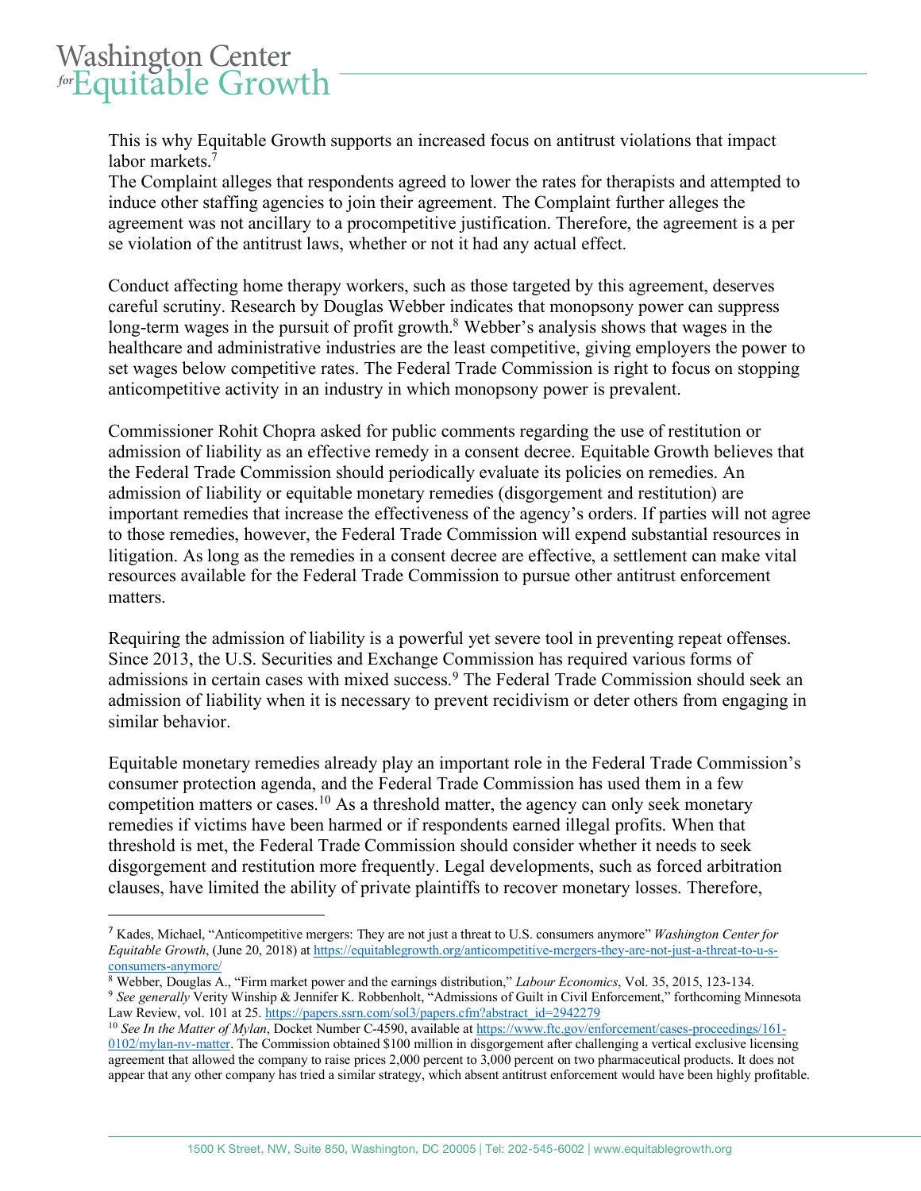This is why Equitable Growth supports an increased focus on antitrust violations that impact labor markets.[7]

The Complaint alleges that respondents agreed to lower the rates for therapists and attempted to induce other staffing agencies to join their agreement. The Complaint further alleges the agreement was not ancillary to a procompetitive justification. Therefore, the agreement is a per se violation of the antitrust laws, whether or not it had any actual effect.

Conduct affecting home therapy workers, such as those targeted by this agreement, deserves careful scrutiny. Research by Douglas Webber indicates that monopsony power can suppress long-term wages in the pursuit of profit growth.[8] Webber's analysis shows that wages in the healthcare and administrative industries are the least competitive, giving employers the power to set wages below competitive rates. The Federal Trade Commission is right to focus on stopping anticompetitive activity in an industry in which monopsony power is prevalent.

Commissioner Rohit Chopra asked for public comments regarding the use of restitution or admission of liability as an effective remedy in a consent decree. Equitable Growth believes that the Federal Trade Commission should periodically evaluate its policies on remedies. An admission of liability or equitable monetary remedies (disgorgement and restitution) are important remedies that increase the effectiveness of the agency's orders. If parties will not agree to those remedies, however, the Federal Trade Commission will expend substantial resources in litigation. As long as the remedies in a consent decree are effective, a settlement can make vital resources available for the Federal Trade Commission to pursue other antitrust enforcement matters.

Requiring the admission of liability is a powerful yet severe tool in preventing repeat offenses. Since 2013, the U.S. Securities and Exchange Commission has required various forms of admissions in certain cases with mixed success.[9] The Federal Trade Commission should seek an admission of liability when it is necessary to prevent recidivism or deter others from engaging in similar behavior.

Equitable monetary remedies already play an important role in the Federal Trade Commission's consumer protection agenda, and the Federal Trade Commission has used them in a few competition matters or cases.[10] As a threshold matter, the agency can only seek monetary remedies if victims have been harmed or if respondents earned illegal profits. When that threshold is met, the Federal Trade Commission should consider whether it needs to seek disgorgement and restitution more frequently. Legal developments, such as forced arbitration clauses, have limited the ability of private plaintiffs to recover monetary losses. Therefore,

---

[7] Kades, Michael, "Anticompetitive mergers: They are not just a threat to U.S. consumers anymore" *Washington Center for Equitable Growth*, (June 20, 2018) at https://equitablegrowth.org/anticompetitive-mergers-they-are-not-just-a-threat-to-u-s-consumers-anymore/

[8] Webber, Douglas A., "Firm market power and the earnings distribution," *Labour Economics*, Vol. 35, 2015, 123-134.

[9] *See generally* Verity Winship & Jennifer K. Robbenholt, "Admissions of Guilt in Civil Enforcement," forthcoming Minnesota Law Review, vol. 101 at 25. https://papers.ssrn.com/sol3/papers.cfm?abstract_id=2942279

[10] *See In the Matter of Mylan*, Docket Number C-4590, available at https://www.ftc.gov/enforcement/cases-proceedings/161-0102/mylan-nv-matter. The Commission obtained $100 million in disgorgement after challenging a vertical exclusive licensing agreement that allowed the company to raise prices 2,000 percent to 3,000 percent on two pharmaceutical products. It does not appear that any other company has tried a similar strategy, which absent antitrust enforcement would have been highly profitable.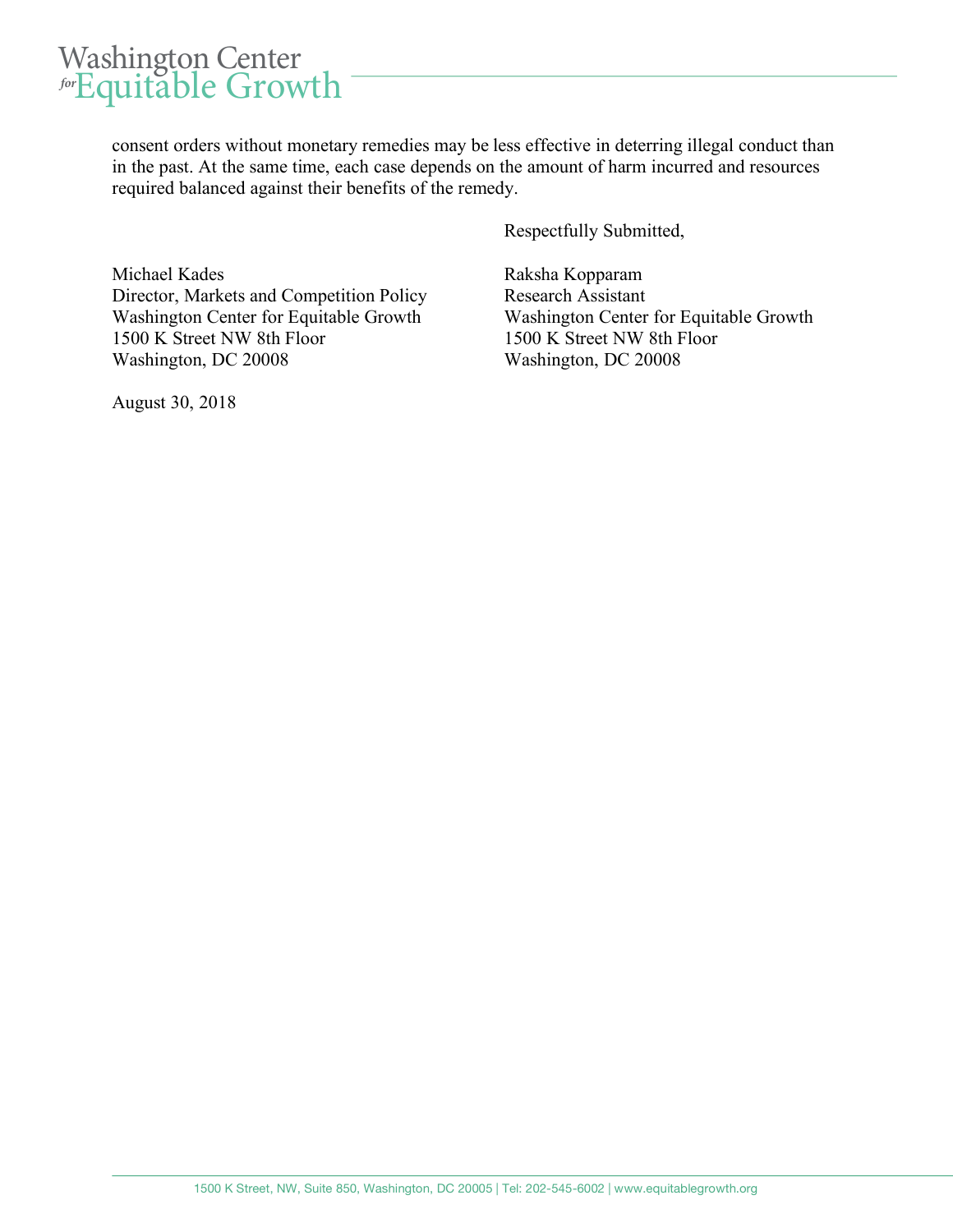consent orders without monetary remedies may be less effective in deterring illegal conduct than in the past. At the same time, each case depends on the amount of harm incurred and resources required balanced against their benefits of the remedy.

Respectfully Submitted,

Michael Kades
Director, Markets and Competition Policy
Washington Center for Equitable Growth
1500 K Street NW 8th Floor
Washington, DC 20008

Raksha Kopparam
Research Assistant
Washington Center for Equitable Growth
1500 K Street NW 8th Floor
Washington, DC 20008

August 30, 2018